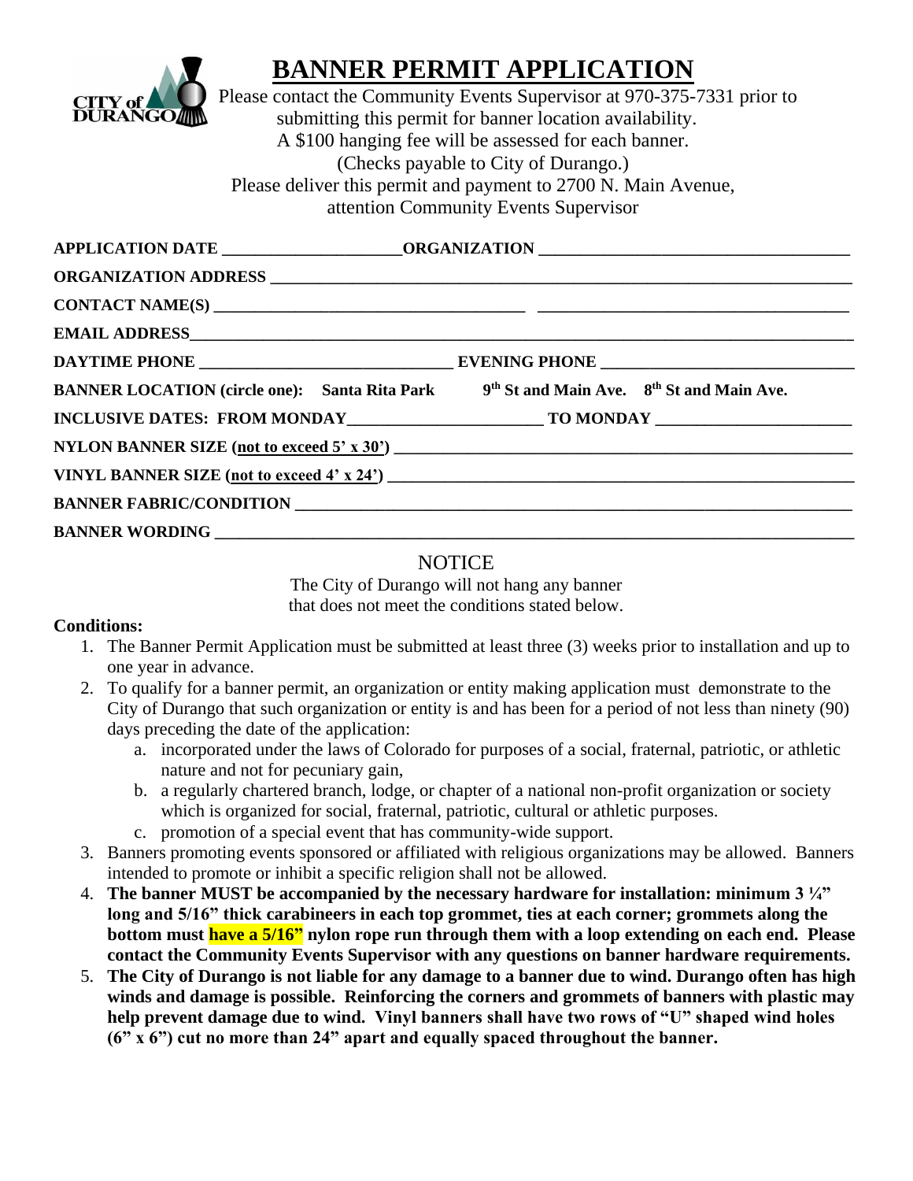# BANNER PERMIT APPLICATION

Please contact the Community Events Supervisor at 970-375-7331 prior to submitting this permit for banner location availability.
A $100 hanging fee will be assessed for each banner.
(Checks payable to City of Durango.)
Please deliver this permit and payment to 2700 N. Main Avenue, attention Community Events Supervisor

**APPLICATION DATE** _____________________ **ORGANIZATION** _____________________________________

**ORGANIZATION ADDRESS** _________________________________________________________________________

**CONTACT NAME(S)** ____________________________________ ____________________________________

**EMAIL ADDRESS** _______________________________________________________________________________

**DAYTIME PHONE** ______________________________ **EVENING PHONE** ______________________________

**BANNER LOCATION (circle one):** **Santa Rita Park** **9th St and Main Ave.** **8th St and Main Ave.**

**INCLUSIVE DATES: FROM MONDAY** _______________________ **TO MONDAY** _______________________

**NYLON BANNER SIZE (not to exceed 5' x 30')** ________________________________________________________

**VINYL BANNER SIZE (not to exceed 4' x 24')** ________________________________________________________

**BANNER FABRIC/CONDITION** ___________________________________________________________________

**BANNER WORDING** ___________________________________________________________________________

## NOTICE

The City of Durango will not hang any banner that does not meet the conditions stated below.

**Conditions:**

1. The Banner Permit Application must be submitted at least three (3) weeks prior to installation and up to one year in advance.
2. To qualify for a banner permit, an organization or entity making application must demonstrate to the City of Durango that such organization or entity is and has been for a period of not less than ninety (90) days preceding the date of the application:
   a. incorporated under the laws of Colorado for purposes of a social, fraternal, patriotic, or athletic nature and not for pecuniary gain,
   b. a regularly chartered branch, lodge, or chapter of a national non-profit organization or society which is organized for social, fraternal, patriotic, cultural or athletic purposes.
   c. promotion of a special event that has community-wide support.
3. Banners promoting events sponsored or affiliated with religious organizations may be allowed. Banners intended to promote or inhibit a specific religion shall not be allowed.
4. **The banner MUST be accompanied by the necessary hardware for installation: minimum 3 ¼" long and 5/16" thick carabineers in each top grommet, ties at each corner; grommets along the bottom must have a 5/16" nylon rope run through them with a loop extending on each end. Please contact the Community Events Supervisor with any questions on banner hardware requirements.**
5. **The City of Durango is not liable for any damage to a banner due to wind. Durango often has high winds and damage is possible. Reinforcing the corners and grommets of banners with plastic may help prevent damage due to wind. Vinyl banners shall have two rows of "U" shaped wind holes (6" x 6") cut no more than 24" apart and equally spaced throughout the banner.**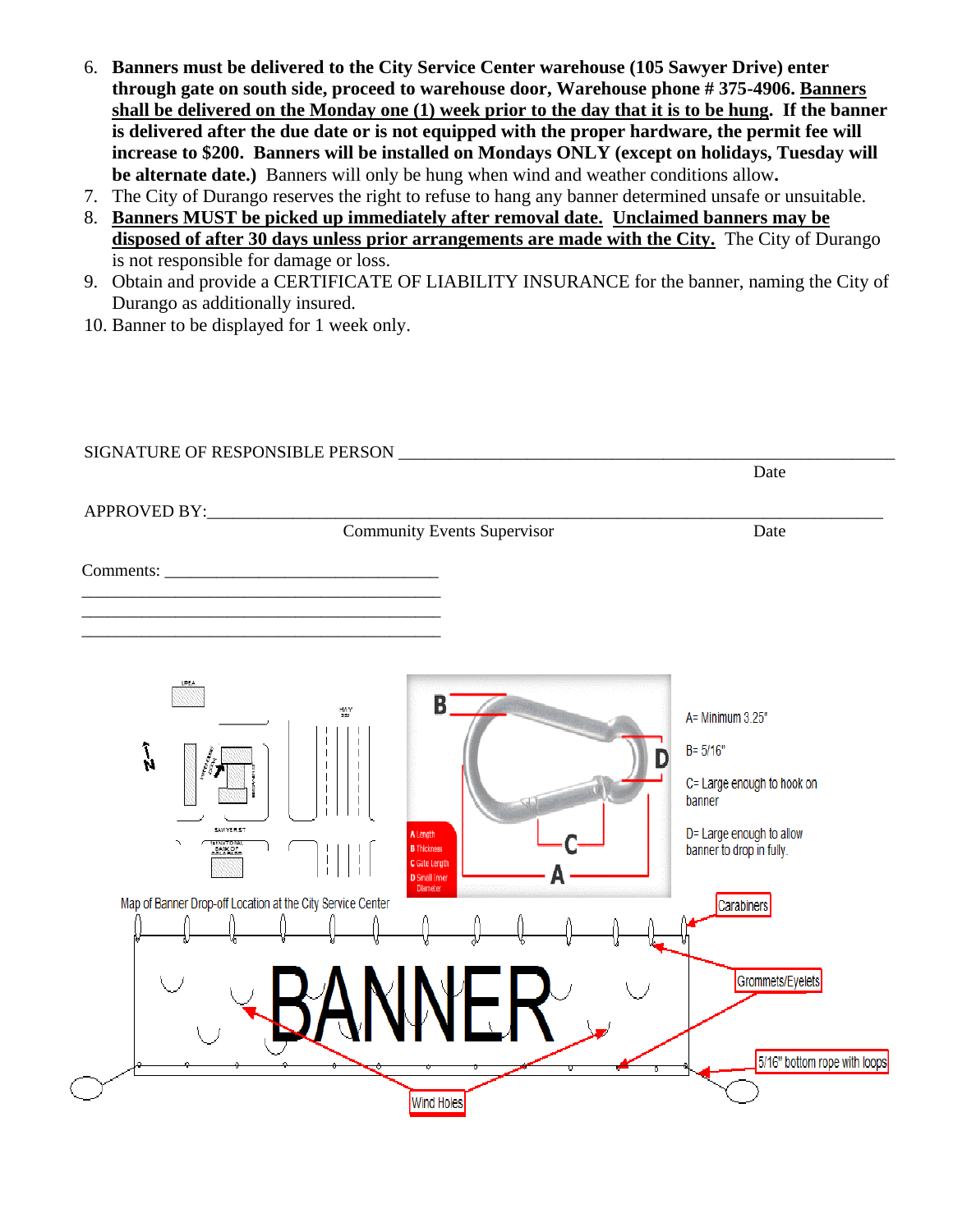6. **Banners must be delivered to the City Service Center warehouse (105 Sawyer Drive) enter through gate on south side, proceed to warehouse door, Warehouse phone # 375-4906. <u>Banners shall be delivered on the Monday one (1) week prior to the day that it is to be hung</u>. If the banner is delivered after the due date or is not equipped with the proper hardware, the permit fee will increase to $200. Banners will be installed on Mondays ONLY (except on holidays, Tuesday will be alternate date.)** Banners will only be hung when wind and weather conditions allow**.**
7. The City of Durango reserves the right to refuse to hang any banner determined unsafe or unsuitable.
8. **<u>Banners MUST be picked up immediately after removal date.</u> <u>Unclaimed banners may be disposed of after 30 days unless prior arrangements are made with the City.</u>** The City of Durango is not responsible for damage or loss.
9. Obtain and provide a CERTIFICATE OF LIABILITY INSURANCE for the banner, naming the City of Durango as additionally insured.
10. Banner to be displayed for 1 week only.

SIGNATURE OF RESPONSIBLE PERSON ______________________________________________

Date

APPROVED BY:______________________________________________________________

Community Events Supervisor Date

Comments: ________________________________
__________________________________________
__________________________________________
__________________________________________

Map of Banner Drop-off Location at the City Service Center

A Length
B Thickness
C Gate Length
D Small Inner Diameter

A= Minimum 3.25"

B= 5/16"

C= Large enough to hook on banner

D= Large enough to allow banner to drop in fully.

Carabiners

Grommets/Eyelets

BANNER

5/16" bottom rope with loops

Wind Holes